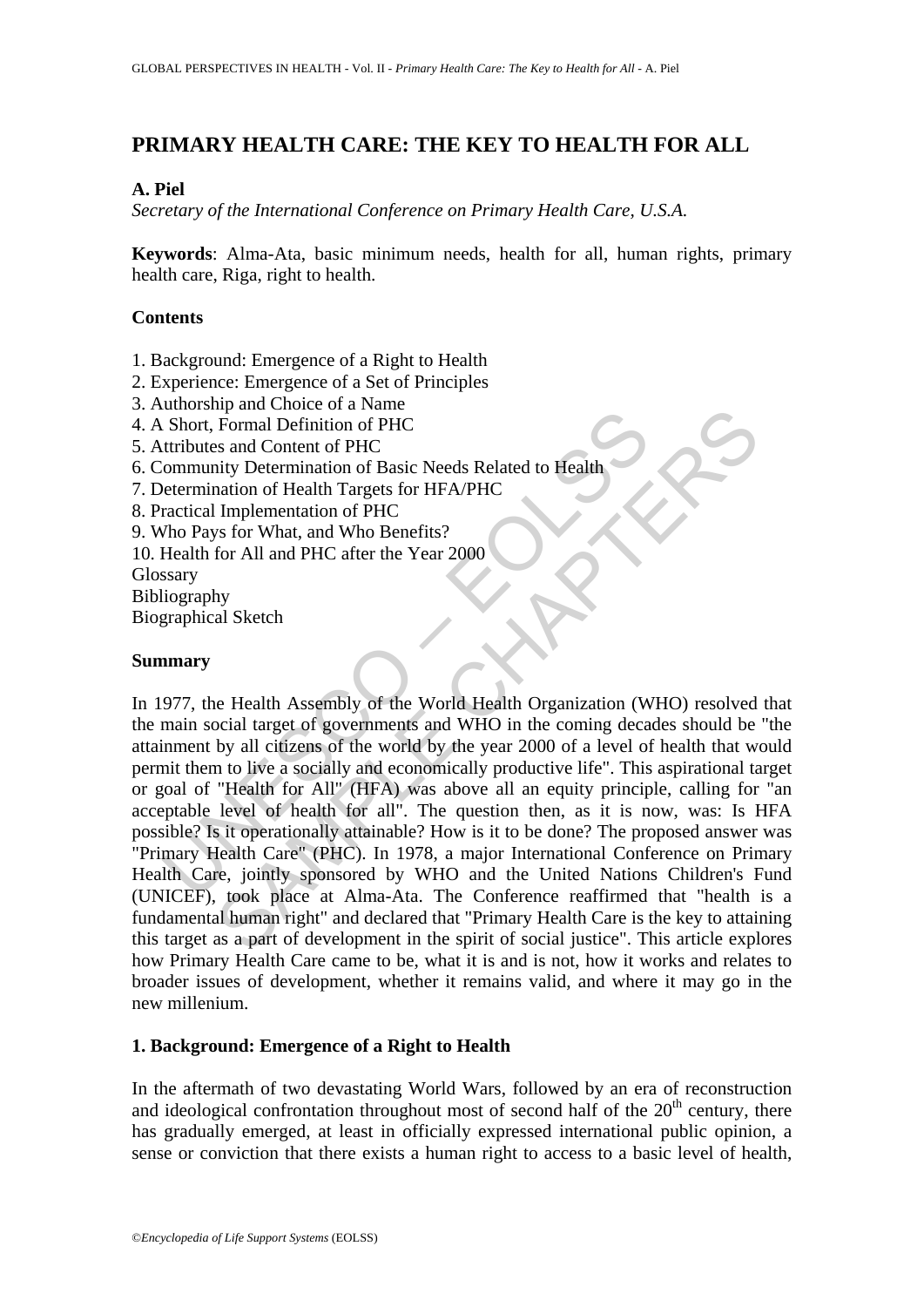# PRIMARY HEALTH CARE: THE KEY TO HEALTH FOR ALL

**A. Piel**

*Secretary of the International Conference on Primary Health Care, U.S.A.*

**Keywords**: Alma-Ata, basic minimum needs, health for all, human rights, primary health care, Riga, right to health.

## Contents

1. Background: Emergence of a Right to Health
2. Experience: Emergence of a Set of Principles
3. Authorship and Choice of a Name
4. A Short, Formal Definition of PHC
5. Attributes and Content of PHC
6. Community Determination of Basic Needs Related to Health
7. Determination of Health Targets for HFA/PHC
8. Practical Implementation of PHC
9. Who Pays for What, and Who Benefits?
10. Health for All and PHC after the Year 2000

Glossary
Bibliography
Biographical Sketch

## Summary

In 1977, the Health Assembly of the World Health Organization (WHO) resolved that the main social target of governments and WHO in the coming decades should be "the attainment by all citizens of the world by the year 2000 of a level of health that would permit them to live a socially and economically productive life". This aspirational target or goal of "Health for All" (HFA) was above all an equity principle, calling for "an acceptable level of health for all". The question then, as it is now, was: Is HFA possible? Is it operationally attainable? How is it to be done? The proposed answer was "Primary Health Care" (PHC). In 1978, a major International Conference on Primary Health Care, jointly sponsored by WHO and the United Nations Children's Fund (UNICEF), took place at Alma-Ata. The Conference reaffirmed that "health is a fundamental human right" and declared that "Primary Health Care is the key to attaining this target as a part of development in the spirit of social justice". This article explores how Primary Health Care came to be, what it is and is not, how it works and relates to broader issues of development, whether it remains valid, and where it may go in the new millenium.

## 1. Background: Emergence of a Right to Health

In the aftermath of two devastating World Wars, followed by an era of reconstruction and ideological confrontation throughout most of second half of the $20^{th}$ century, there has gradually emerged, at least in officially expressed international public opinion, a sense or conviction that there exists a human right to access to a basic level of health,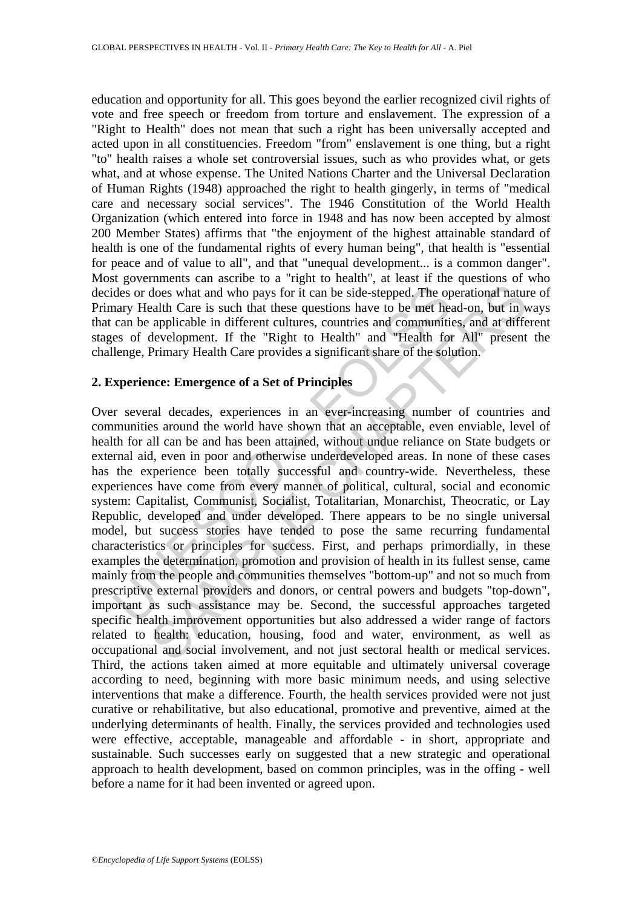education and opportunity for all. This goes beyond the earlier recognized civil rights of vote and free speech or freedom from torture and enslavement. The expression of a "Right to Health" does not mean that such a right has been universally accepted and acted upon in all constituencies. Freedom "from" enslavement is one thing, but a right "to" health raises a whole set controversial issues, such as who provides what, or gets what, and at whose expense. The United Nations Charter and the Universal Declaration of Human Rights (1948) approached the right to health gingerly, in terms of "medical care and necessary social services". The 1946 Constitution of the World Health Organization (which entered into force in 1948 and has now been accepted by almost 200 Member States) affirms that "the enjoyment of the highest attainable standard of health is one of the fundamental rights of every human being", that health is "essential for peace and of value to all", and that "unequal development... is a common danger". Most governments can ascribe to a "right to health", at least if the questions of who decides or does what and who pays for it can be side-stepped. The operational nature of Primary Health Care is such that these questions have to be met head-on, but in ways that can be applicable in different cultures, countries and communities, and at different stages of development. If the "Right to Health" and "Health for All" present the challenge, Primary Health Care provides a significant share of the solution.

## 2. Experience: Emergence of a Set of Principles

Over several decades, experiences in an ever-increasing number of countries and communities around the world have shown that an acceptable, even enviable, level of health for all can be and has been attained, without undue reliance on State budgets or external aid, even in poor and otherwise underdeveloped areas. In none of these cases has the experience been totally successful and country-wide. Nevertheless, these experiences have come from every manner of political, cultural, social and economic system: Capitalist, Communist, Socialist, Totalitarian, Monarchist, Theocratic, or Lay Republic, developed and under developed. There appears to be no single universal model, but success stories have tended to pose the same recurring fundamental characteristics or principles for success. First, and perhaps primordially, in these examples the determination, promotion and provision of health in its fullest sense, came mainly from the people and communities themselves "bottom-up" and not so much from prescriptive external providers and donors, or central powers and budgets "top-down", important as such assistance may be. Second, the successful approaches targeted specific health improvement opportunities but also addressed a wider range of factors related to health: education, housing, food and water, environment, as well as occupational and social involvement, and not just sectoral health or medical services. Third, the actions taken aimed at more equitable and ultimately universal coverage according to need, beginning with more basic minimum needs, and using selective interventions that make a difference. Fourth, the health services provided were not just curative or rehabilitative, but also educational, promotive and preventive, aimed at the underlying determinants of health. Finally, the services provided and technologies used were effective, acceptable, manageable and affordable - in short, appropriate and sustainable. Such successes early on suggested that a new strategic and operational approach to health development, based on common principles, was in the offing - well before a name for it had been invented or agreed upon.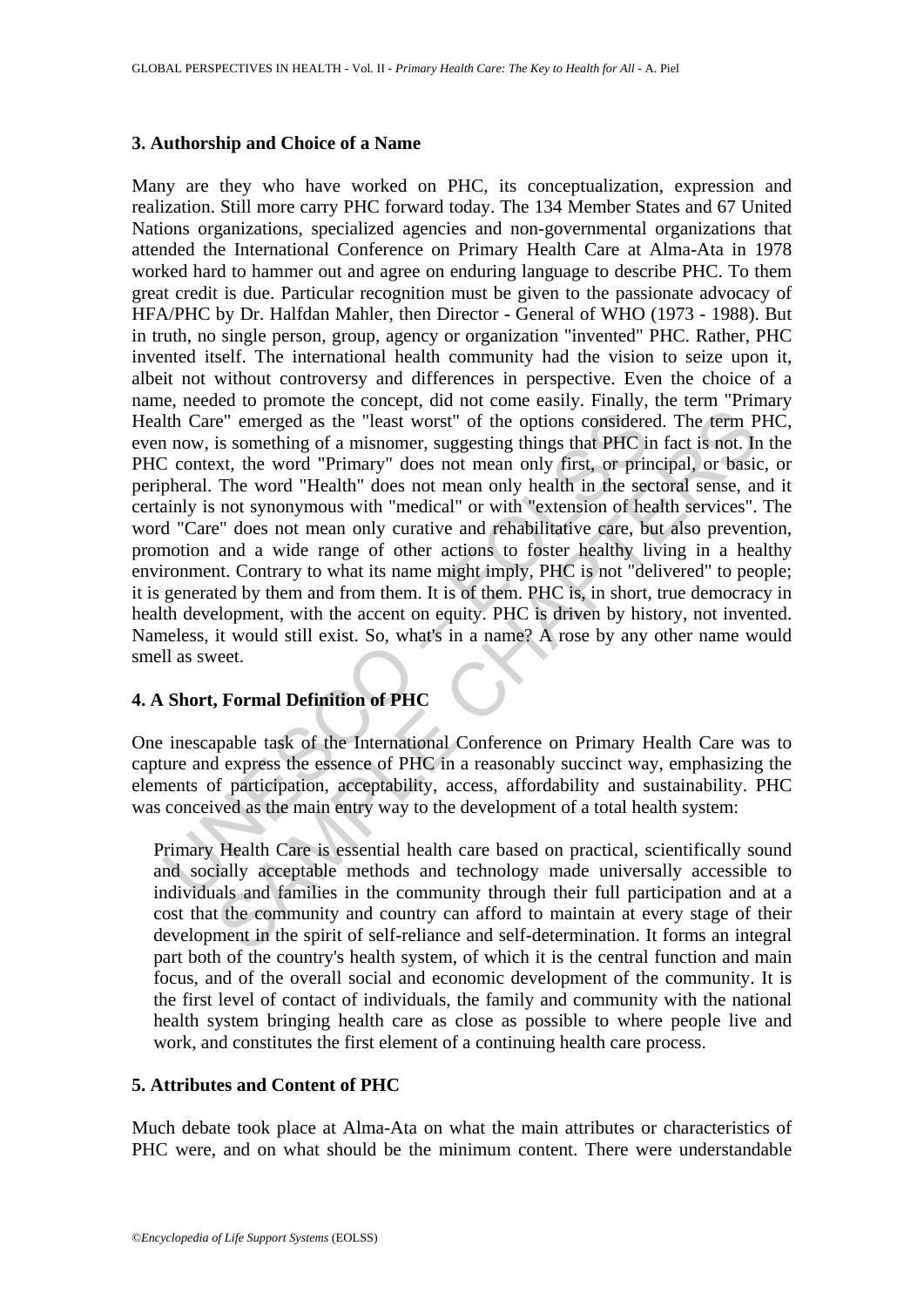## 3. Authorship and Choice of a Name

Many are they who have worked on PHC, its conceptualization, expression and realization. Still more carry PHC forward today. The 134 Member States and 67 United Nations organizations, specialized agencies and non-governmental organizations that attended the International Conference on Primary Health Care at Alma-Ata in 1978 worked hard to hammer out and agree on enduring language to describe PHC. To them great credit is due. Particular recognition must be given to the passionate advocacy of HFA/PHC by Dr. Halfdan Mahler, then Director - General of WHO (1973 - 1988). But in truth, no single person, group, agency or organization "invented" PHC. Rather, PHC invented itself. The international health community had the vision to seize upon it, albeit not without controversy and differences in perspective. Even the choice of a name, needed to promote the concept, did not come easily. Finally, the term "Primary Health Care" emerged as the "least worst" of the options considered. The term PHC, even now, is something of a misnomer, suggesting things that PHC in fact is not. In the PHC context, the word "Primary" does not mean only first, or principal, or basic, or peripheral. The word "Health" does not mean only health in the sectoral sense, and it certainly is not synonymous with "medical" or with "extension of health services". The word "Care" does not mean only curative and rehabilitative care, but also prevention, promotion and a wide range of other actions to foster healthy living in a healthy environment. Contrary to what its name might imply, PHC is not "delivered" to people; it is generated by them and from them. It is of them. PHC is, in short, true democracy in health development, with the accent on equity. PHC is driven by history, not invented. Nameless, it would still exist. So, what's in a name? A rose by any other name would smell as sweet.

## 4. A Short, Formal Definition of PHC

One inescapable task of the International Conference on Primary Health Care was to capture and express the essence of PHC in a reasonably succinct way, emphasizing the elements of participation, acceptability, access, affordability and sustainability. PHC was conceived as the main entry way to the development of a total health system:

> Primary Health Care is essential health care based on practical, scientifically sound and socially acceptable methods and technology made universally accessible to individuals and families in the community through their full participation and at a cost that the community and country can afford to maintain at every stage of their development in the spirit of self-reliance and self-determination. It forms an integral part both of the country's health system, of which it is the central function and main focus, and of the overall social and economic development of the community. It is the first level of contact of individuals, the family and community with the national health system bringing health care as close as possible to where people live and work, and constitutes the first element of a continuing health care process.

## 5. Attributes and Content of PHC

Much debate took place at Alma-Ata on what the main attributes or characteristics of PHC were, and on what should be the minimum content. There were understandable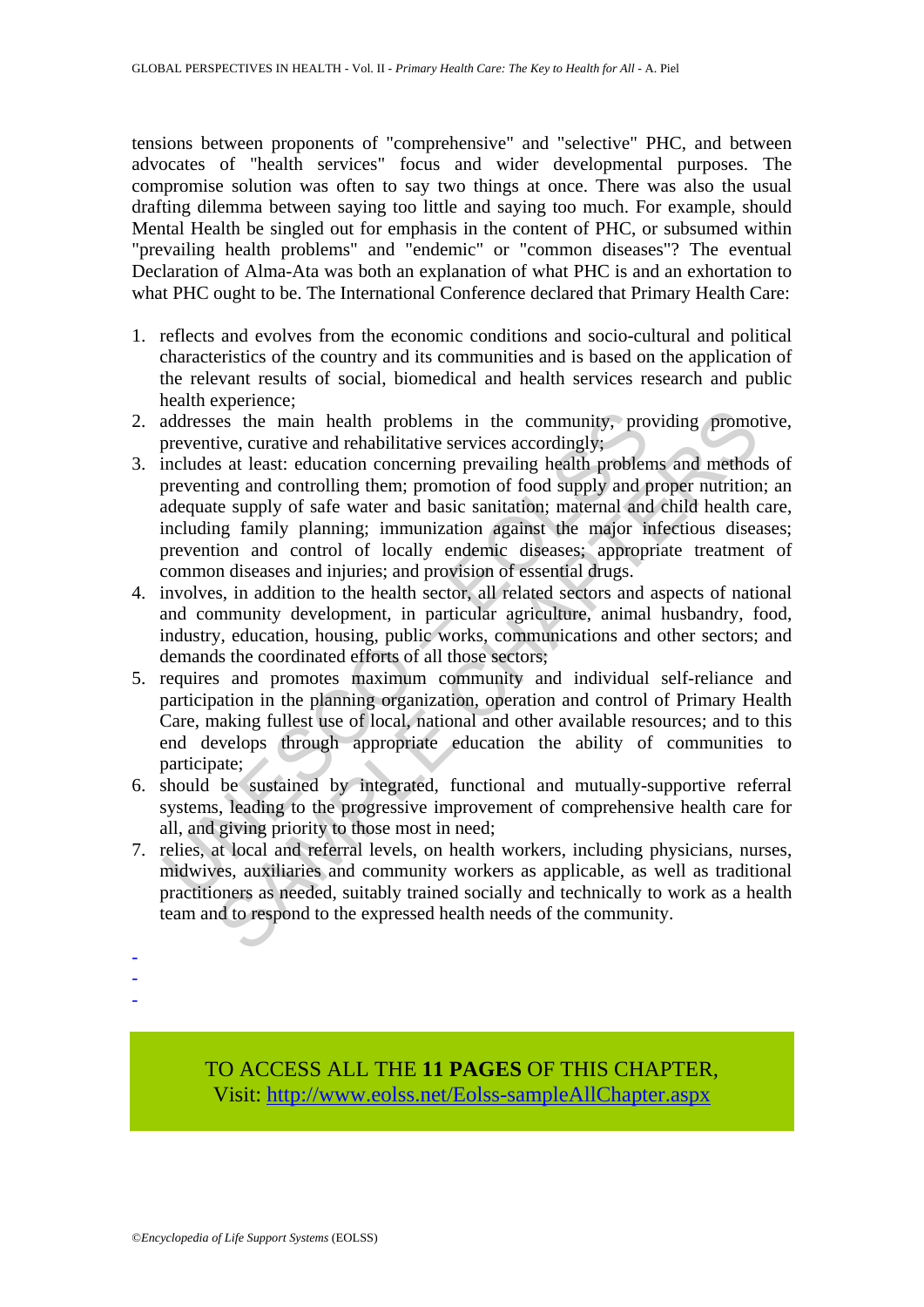tensions between proponents of "comprehensive" and "selective" PHC, and between advocates of "health services" focus and wider developmental purposes. The compromise solution was often to say two things at once. There was also the usual drafting dilemma between saying too little and saying too much. For example, should Mental Health be singled out for emphasis in the content of PHC, or subsumed within "prevailing health problems" and "endemic" or "common diseases"? The eventual Declaration of Alma-Ata was both an explanation of what PHC is and an exhortation to what PHC ought to be. The International Conference declared that Primary Health Care:

1. reflects and evolves from the economic conditions and socio-cultural and political characteristics of the country and its communities and is based on the application of the relevant results of social, biomedical and health services research and public health experience;
2. addresses the main health problems in the community, providing promotive, preventive, curative and rehabilitative services accordingly;
3. includes at least: education concerning prevailing health problems and methods of preventing and controlling them; promotion of food supply and proper nutrition; an adequate supply of safe water and basic sanitation; maternal and child health care, including family planning; immunization against the major infectious diseases; prevention and control of locally endemic diseases; appropriate treatment of common diseases and injuries; and provision of essential drugs.
4. involves, in addition to the health sector, all related sectors and aspects of national and community development, in particular agriculture, animal husbandry, food, industry, education, housing, public works, communications and other sectors; and demands the coordinated efforts of all those sectors;
5. requires and promotes maximum community and individual self-reliance and participation in the planning organization, operation and control of Primary Health Care, making fullest use of local, national and other available resources; and to this end develops through appropriate education the ability of communities to participate;
6. should be sustained by integrated, functional and mutually-supportive referral systems, leading to the progressive improvement of comprehensive health care for all, and giving priority to those most in need;
7. relies, at local and referral levels, on health workers, including physicians, nurses, midwives, auxiliaries and community workers as applicable, as well as traditional practitioners as needed, suitably trained socially and technically to work as a health team and to respond to the expressed health needs of the community.

-
-
-

TO ACCESS ALL THE **11 PAGES** OF THIS CHAPTER,
Visit: http://www.eolss.net/Eolss-sampleAllChapter.aspx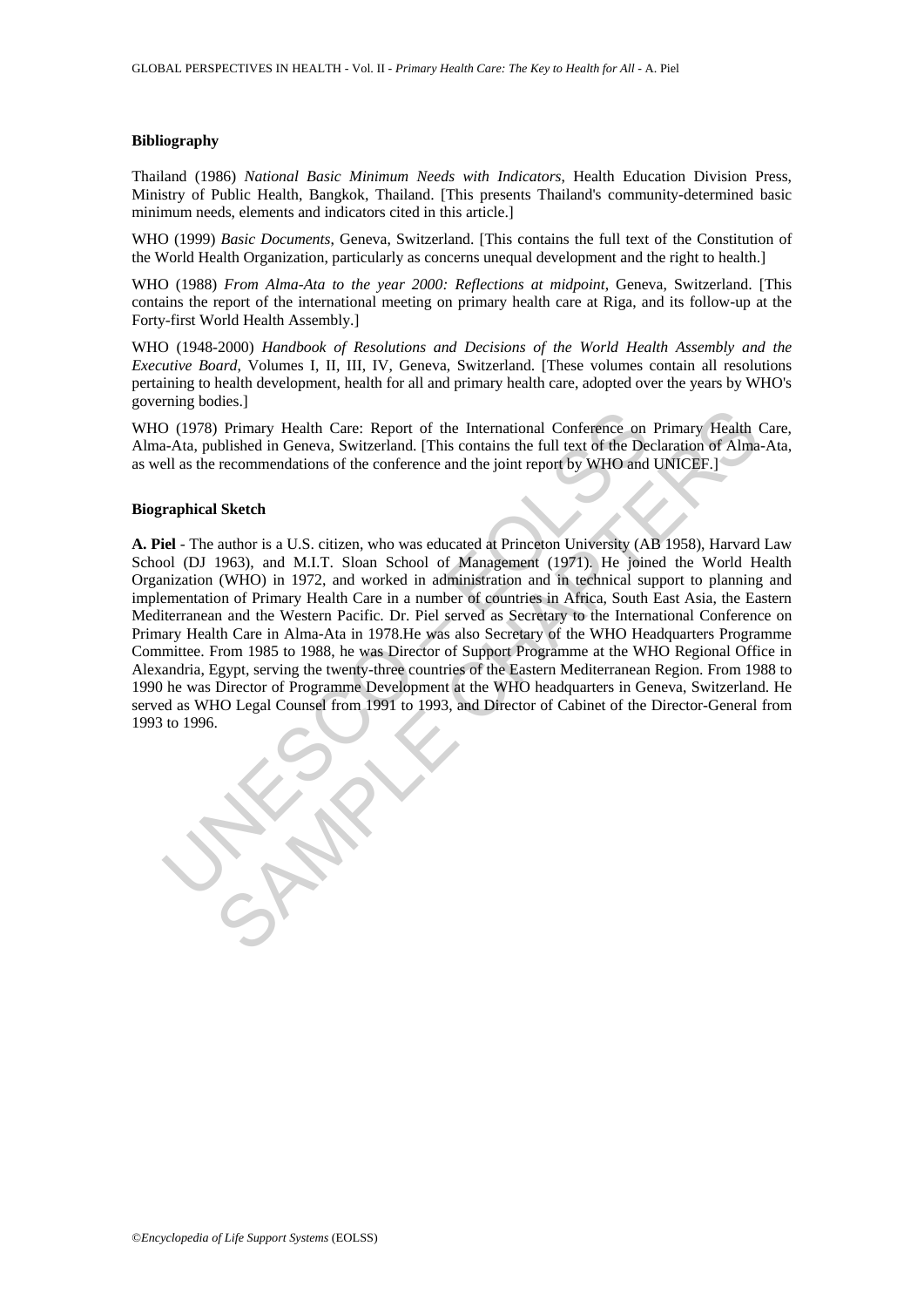### Bibliography

Thailand (1986) *National Basic Minimum Needs with Indicators*, Health Education Division Press, Ministry of Public Health, Bangkok, Thailand. [This presents Thailand's community-determined basic minimum needs, elements and indicators cited in this article.]

WHO (1999) *Basic Documents*, Geneva, Switzerland. [This contains the full text of the Constitution of the World Health Organization, particularly as concerns unequal development and the right to health.]

WHO (1988) *From Alma-Ata to the year 2000: Reflections at midpoint*, Geneva, Switzerland. [This contains the report of the international meeting on primary health care at Riga, and its follow-up at the Forty-first World Health Assembly.]

WHO (1948-2000) *Handbook of Resolutions and Decisions of the World Health Assembly and the Executive Board*, Volumes I, II, III, IV, Geneva, Switzerland. [These volumes contain all resolutions pertaining to health development, health for all and primary health care, adopted over the years by WHO's governing bodies.]

WHO (1978) Primary Health Care: Report of the International Conference on Primary Health Care, Alma-Ata, published in Geneva, Switzerland. [This contains the full text of the Declaration of Alma-Ata, as well as the recommendations of the conference and the joint report by WHO and UNICEF.]

### Biographical Sketch

**A. Piel** - The author is a U.S. citizen, who was educated at Princeton University (AB 1958), Harvard Law School (DJ 1963), and M.I.T. Sloan School of Management (1971). He joined the World Health Organization (WHO) in 1972, and worked in administration and in technical support to planning and implementation of Primary Health Care in a number of countries in Africa, South East Asia, the Eastern Mediterranean and the Western Pacific. Dr. Piel served as Secretary to the International Conference on Primary Health Care in Alma-Ata in 1978.He was also Secretary of the WHO Headquarters Programme Committee. From 1985 to 1988, he was Director of Support Programme at the WHO Regional Office in Alexandria, Egypt, serving the twenty-three countries of the Eastern Mediterranean Region. From 1988 to 1990 he was Director of Programme Development at the WHO headquarters in Geneva, Switzerland. He served as WHO Legal Counsel from 1991 to 1993, and Director of Cabinet of the Director-General from 1993 to 1996.